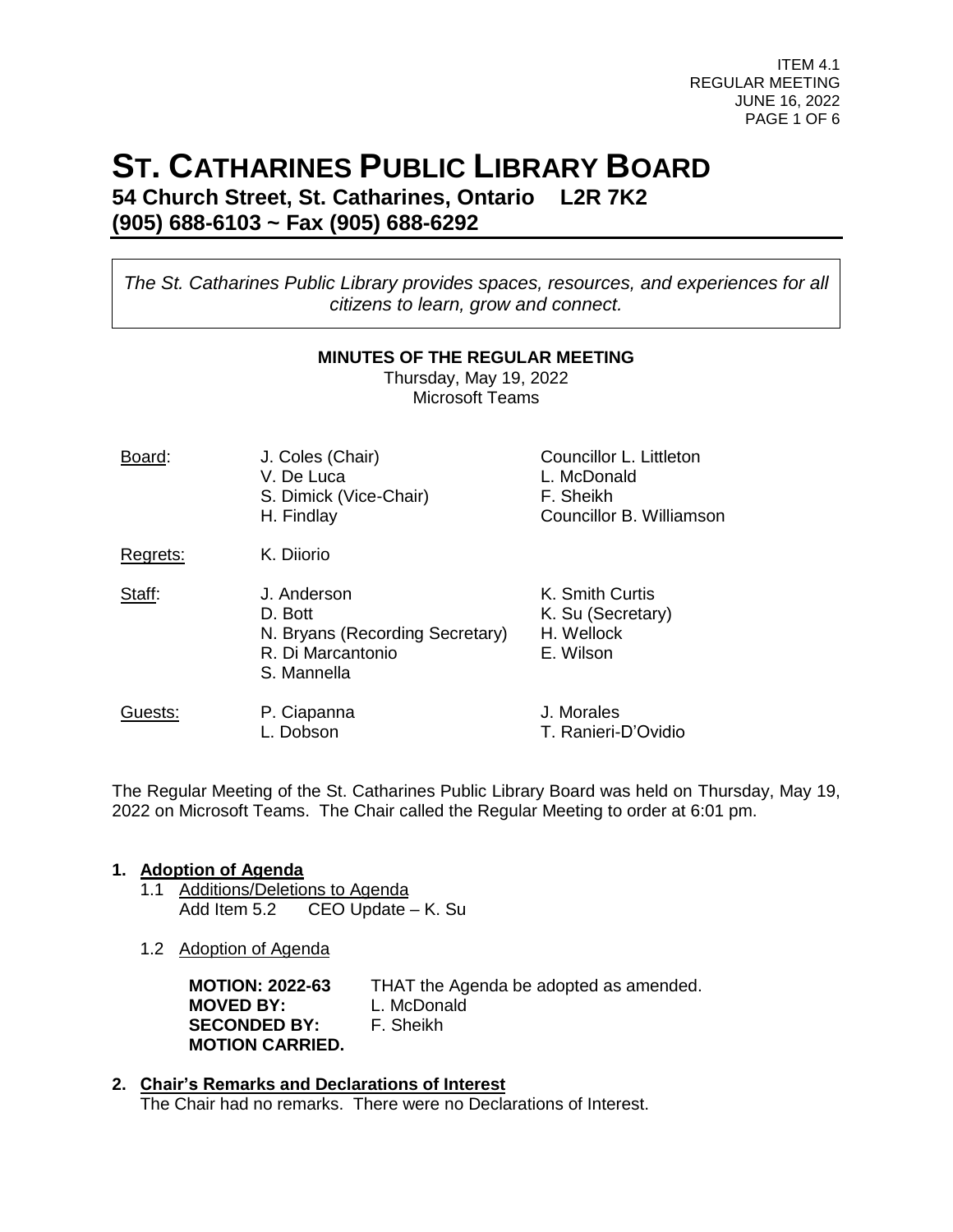# ST. CATHARINES PUBLIC LIBRARY BOARD

**54 Church Street, St. Catharines, Ontario L2R 7K2**
**(905) 688-6103 ~ Fax (905) 688-6292**

*The St. Catharines Public Library provides spaces, resources, and experiences for all citizens to learn, grow and connect.*

**MINUTES OF THE REGULAR MEETING**
Thursday, May 19, 2022
Microsoft Teams

| | | |
|---|---|---|
| Board: | J. Coles (Chair) | Councillor L. Littleton |
| | V. De Luca | L. McDonald |
| | S. Dimick (Vice-Chair) | F. Sheikh |
| | H. Findlay | Councillor B. Williamson |
| Regrets: | K. Diiorio | |
| Staff: | J. Anderson | K. Smith Curtis |
| | D. Bott | K. Su (Secretary) |
| | N. Bryans (Recording Secretary) | H. Wellock |
| | R. Di Marcantonio | E. Wilson |
| | S. Mannella | |
| Guests: | P. Ciapanna | J. Morales |
| | L. Dobson | T. Ranieri-D'Ovidio |

The Regular Meeting of the St. Catharines Public Library Board was held on Thursday, May 19, 2022 on Microsoft Teams. The Chair called the Regular Meeting to order at 6:01 pm.

**1. Adoption of Agenda**

1.1 Additions/Deletions to Agenda
Add Item 5.2 CEO Update – K. Su

1.2 Adoption of Agenda

**MOTION: 2022-63** THAT the Agenda be adopted as amended.
**MOVED BY:** L. McDonald
**SECONDED BY:** F. Sheikh
**MOTION CARRIED.**

**2. Chair's Remarks and Declarations of Interest**

The Chair had no remarks. There were no Declarations of Interest.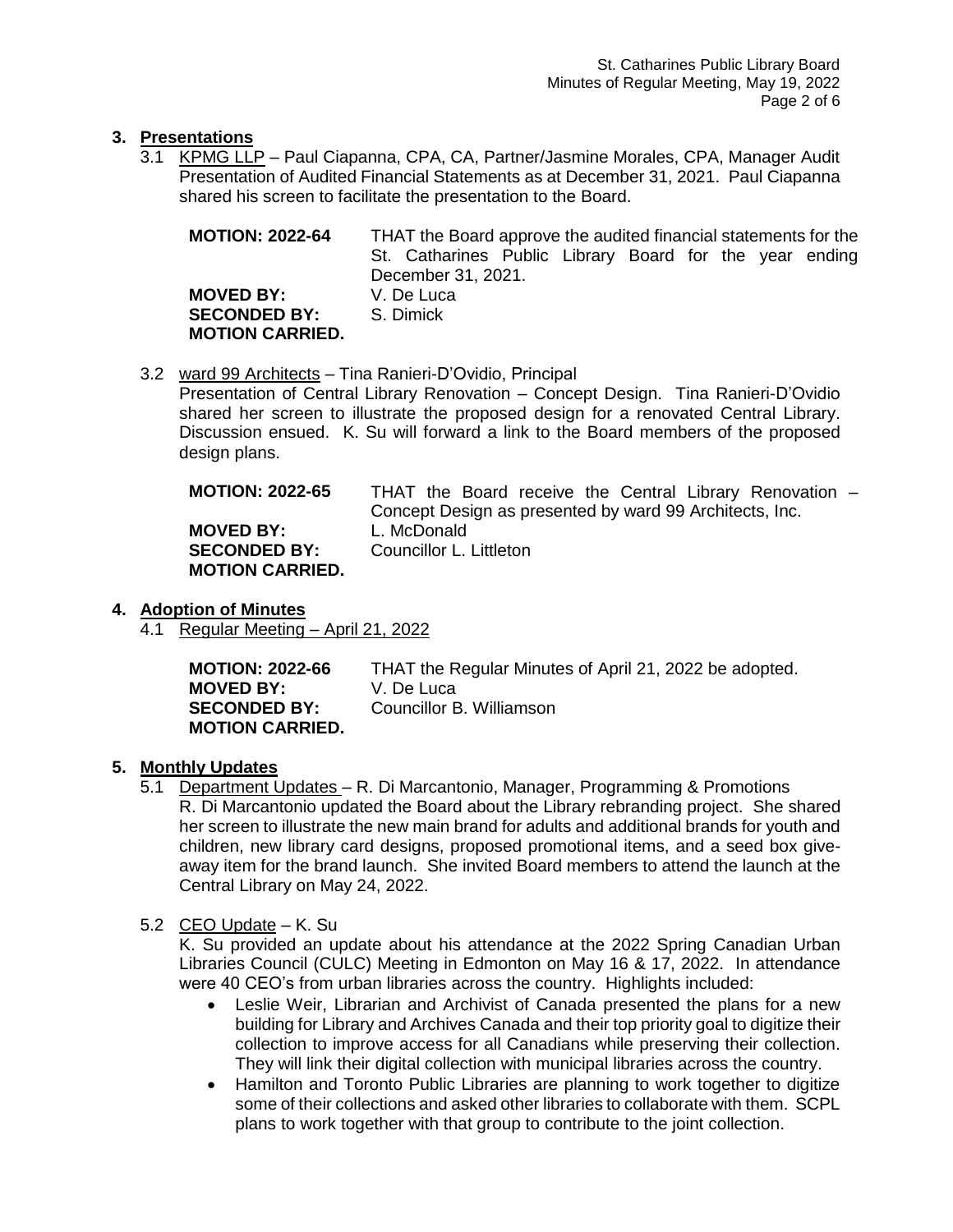## 3. Presentations

3.1 KPMG LLP – Paul Ciapanna, CPA, CA, Partner/Jasmine Morales, CPA, Manager Audit Presentation of Audited Financial Statements as at December 31, 2021. Paul Ciapanna shared his screen to facilitate the presentation to the Board.

| | |
|---|---|
| **MOTION: 2022-64** | THAT the Board approve the audited financial statements for the St. Catharines Public Library Board for the year ending December 31, 2021. |
| **MOVED BY:** | V. De Luca |
| **SECONDED BY:** | S. Dimick |
| **MOTION CARRIED.** | |

3.2 ward 99 Architects – Tina Ranieri-D'Ovidio, Principal
Presentation of Central Library Renovation – Concept Design. Tina Ranieri-D'Ovidio shared her screen to illustrate the proposed design for a renovated Central Library. Discussion ensued. K. Su will forward a link to the Board members of the proposed design plans.

| | |
|---|---|
| **MOTION: 2022-65** | THAT the Board receive the Central Library Renovation – Concept Design as presented by ward 99 Architects, Inc. |
| **MOVED BY:** | L. McDonald |
| **SECONDED BY:** | Councillor L. Littleton |
| **MOTION CARRIED.** | |

## 4. Adoption of Minutes

4.1 Regular Meeting – April 21, 2022

| | |
|---|---|
| **MOTION: 2022-66** | THAT the Regular Minutes of April 21, 2022 be adopted. |
| **MOVED BY:** | V. De Luca |
| **SECONDED BY:** | Councillor B. Williamson |
| **MOTION CARRIED.** | |

## 5. Monthly Updates

5.1 Department Updates – R. Di Marcantonio, Manager, Programming & Promotions
R. Di Marcantonio updated the Board about the Library rebranding project. She shared her screen to illustrate the new main brand for adults and additional brands for youth and children, new library card designs, proposed promotional items, and a seed box give-away item for the brand launch. She invited Board members to attend the launch at the Central Library on May 24, 2022.

5.2 CEO Update – K. Su
K. Su provided an update about his attendance at the 2022 Spring Canadian Urban Libraries Council (CULC) Meeting in Edmonton on May 16 & 17, 2022. In attendance were 40 CEO's from urban libraries across the country. Highlights included:

- Leslie Weir, Librarian and Archivist of Canada presented the plans for a new building for Library and Archives Canada and their top priority goal to digitize their collection to improve access for all Canadians while preserving their collection. They will link their digital collection with municipal libraries across the country.
- Hamilton and Toronto Public Libraries are planning to work together to digitize some of their collections and asked other libraries to collaborate with them. SCPL plans to work together with that group to contribute to the joint collection.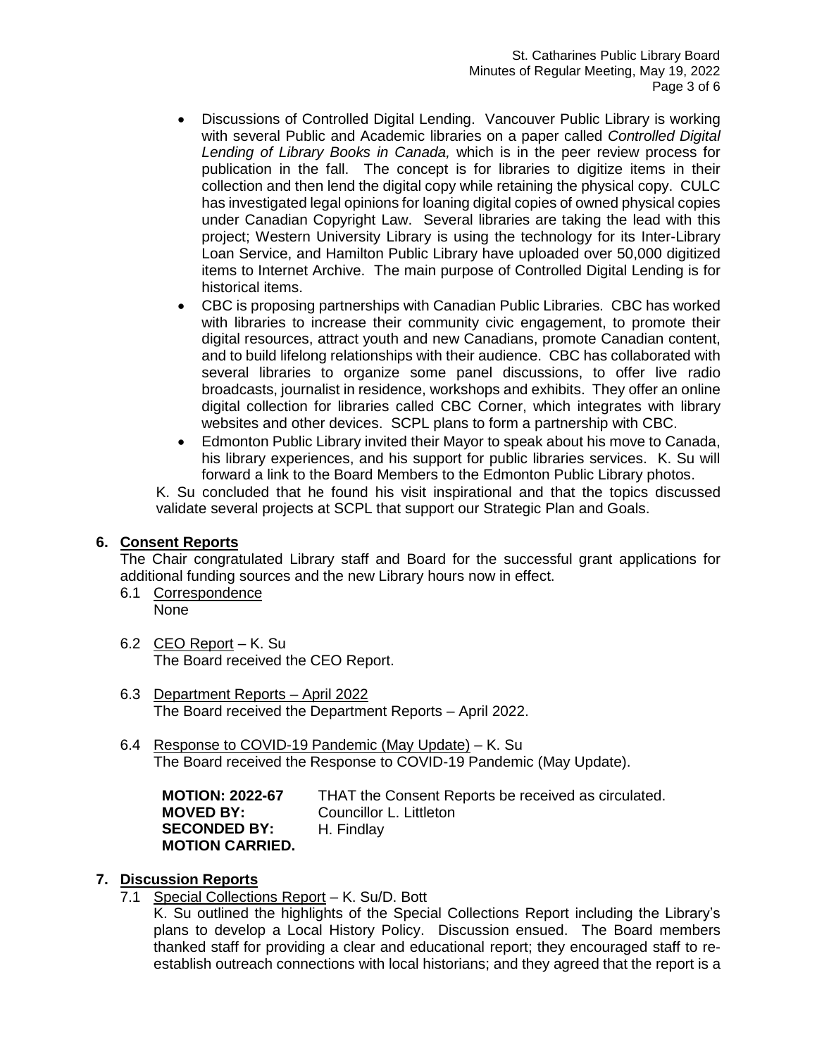- Discussions of Controlled Digital Lending. Vancouver Public Library is working with several Public and Academic libraries on a paper called *Controlled Digital Lending of Library Books in Canada,* which is in the peer review process for publication in the fall. The concept is for libraries to digitize items in their collection and then lend the digital copy while retaining the physical copy. CULC has investigated legal opinions for loaning digital copies of owned physical copies under Canadian Copyright Law. Several libraries are taking the lead with this project; Western University Library is using the technology for its Inter-Library Loan Service, and Hamilton Public Library have uploaded over 50,000 digitized items to Internet Archive. The main purpose of Controlled Digital Lending is for historical items.
- CBC is proposing partnerships with Canadian Public Libraries. CBC has worked with libraries to increase their community civic engagement, to promote their digital resources, attract youth and new Canadians, promote Canadian content, and to build lifelong relationships with their audience. CBC has collaborated with several libraries to organize some panel discussions, to offer live radio broadcasts, journalist in residence, workshops and exhibits. They offer an online digital collection for libraries called CBC Corner, which integrates with library websites and other devices. SCPL plans to form a partnership with CBC.
- Edmonton Public Library invited their Mayor to speak about his move to Canada, his library experiences, and his support for public libraries services. K. Su will forward a link to the Board Members to the Edmonton Public Library photos.

K. Su concluded that he found his visit inspirational and that the topics discussed validate several projects at SCPL that support our Strategic Plan and Goals.

## 6. Consent Reports

The Chair congratulated Library staff and Board for the successful grant applications for additional funding sources and the new Library hours now in effect.

6.1 Correspondence
None

6.2 CEO Report – K. Su
The Board received the CEO Report.

6.3 Department Reports – April 2022
The Board received the Department Reports – April 2022.

6.4 Response to COVID-19 Pandemic (May Update) – K. Su
The Board received the Response to COVID-19 Pandemic (May Update).

**MOTION: 2022-67** THAT the Consent Reports be received as circulated.
**MOVED BY:** Councillor L. Littleton
**SECONDED BY:** H. Findlay
**MOTION CARRIED.**

## 7. Discussion Reports

7.1 Special Collections Report – K. Su/D. Bott
K. Su outlined the highlights of the Special Collections Report including the Library's plans to develop a Local History Policy. Discussion ensued. The Board members thanked staff for providing a clear and educational report; they encouraged staff to re-establish outreach connections with local historians; and they agreed that the report is a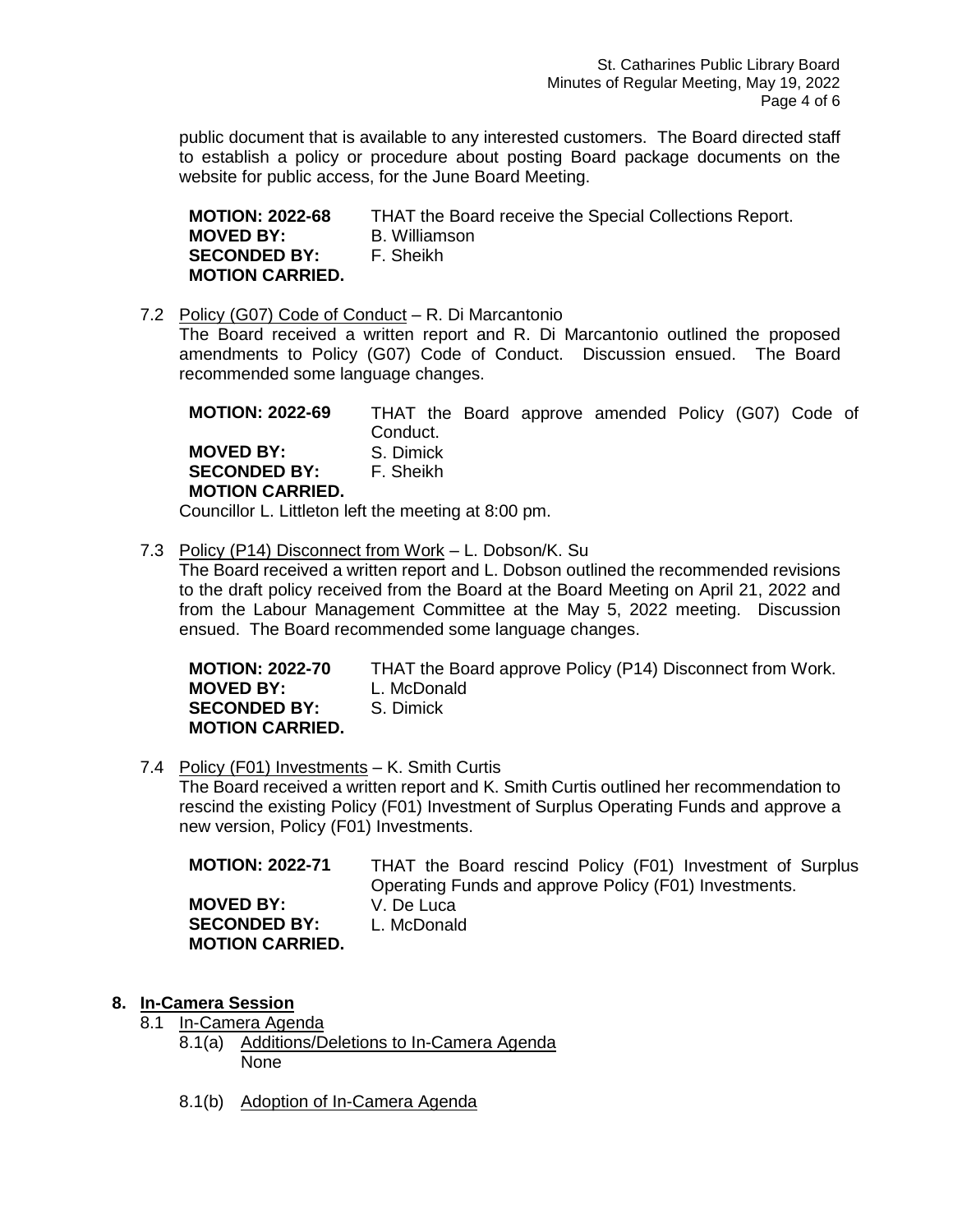public document that is available to any interested customers. The Board directed staff to establish a policy or procedure about posting Board package documents on the website for public access, for the June Board Meeting.

**MOTION: 2022-68** THAT the Board receive the Special Collections Report.
**MOVED BY:** B. Williamson
**SECONDED BY:** F. Sheikh
**MOTION CARRIED.**

7.2 Policy (G07) Code of Conduct – R. Di Marcantonio
The Board received a written report and R. Di Marcantonio outlined the proposed amendments to Policy (G07) Code of Conduct. Discussion ensued. The Board recommended some language changes.

**MOTION: 2022-69** THAT the Board approve amended Policy (G07) Code of Conduct.
**MOVED BY:** S. Dimick
**SECONDED BY:** F. Sheikh
**MOTION CARRIED.**

Councillor L. Littleton left the meeting at 8:00 pm.

7.3 Policy (P14) Disconnect from Work – L. Dobson/K. Su
The Board received a written report and L. Dobson outlined the recommended revisions to the draft policy received from the Board at the Board Meeting on April 21, 2022 and from the Labour Management Committee at the May 5, 2022 meeting. Discussion ensued. The Board recommended some language changes.

**MOTION: 2022-70** THAT the Board approve Policy (P14) Disconnect from Work.
**MOVED BY:** L. McDonald
**SECONDED BY:** S. Dimick
**MOTION CARRIED.**

7.4 Policy (F01) Investments – K. Smith Curtis
The Board received a written report and K. Smith Curtis outlined her recommendation to rescind the existing Policy (F01) Investment of Surplus Operating Funds and approve a new version, Policy (F01) Investments.

**MOTION: 2022-71** THAT the Board rescind Policy (F01) Investment of Surplus Operating Funds and approve Policy (F01) Investments.
**MOVED BY:** V. De Luca
**SECONDED BY:** L. McDonald
**MOTION CARRIED.**

## 8. In-Camera Session

8.1 In-Camera Agenda

8.1(a) Additions/Deletions to In-Camera Agenda
None

8.1(b) Adoption of In-Camera Agenda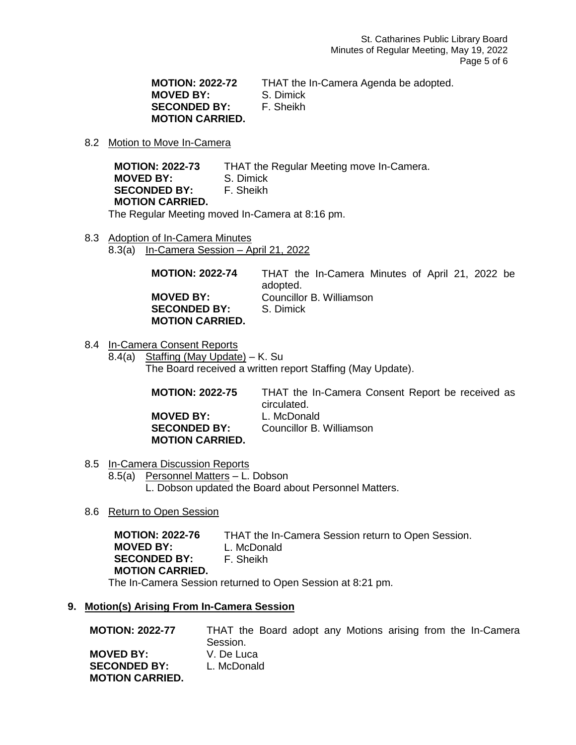**MOTION: 2022-72** THAT the In-Camera Agenda be adopted.
**MOVED BY:** S. Dimick
**SECONDED BY:** F. Sheikh
**MOTION CARRIED.**

8.2 Motion to Move In-Camera

**MOTION: 2022-73** THAT the Regular Meeting move In-Camera.
**MOVED BY:** S. Dimick
**SECONDED BY:** F. Sheikh
**MOTION CARRIED.**

The Regular Meeting moved In-Camera at 8:16 pm.

8.3 Adoption of In-Camera Minutes

8.3(a) In-Camera Session – April 21, 2022

**MOTION: 2022-74** THAT the In-Camera Minutes of April 21, 2022 be adopted.
**MOVED BY:** Councillor B. Williamson
**SECONDED BY:** S. Dimick
**MOTION CARRIED.**

8.4 In-Camera Consent Reports

8.4(a) Staffing (May Update) – K. Su

The Board received a written report Staffing (May Update).

**MOTION: 2022-75** THAT the In-Camera Consent Report be received as circulated.
**MOVED BY:** L. McDonald
**SECONDED BY:** Councillor B. Williamson
**MOTION CARRIED.**

8.5 In-Camera Discussion Reports

8.5(a) Personnel Matters – L. Dobson

L. Dobson updated the Board about Personnel Matters.

8.6 Return to Open Session

**MOTION: 2022-76** THAT the In-Camera Session return to Open Session.
**MOVED BY:** L. McDonald
**SECONDED BY:** F. Sheikh
**MOTION CARRIED.**

The In-Camera Session returned to Open Session at 8:21 pm.

## 9. Motion(s) Arising From In-Camera Session

**MOTION: 2022-77** THAT the Board adopt any Motions arising from the In-Camera Session.
**MOVED BY:** V. De Luca
**SECONDED BY:** L. McDonald
**MOTION CARRIED.**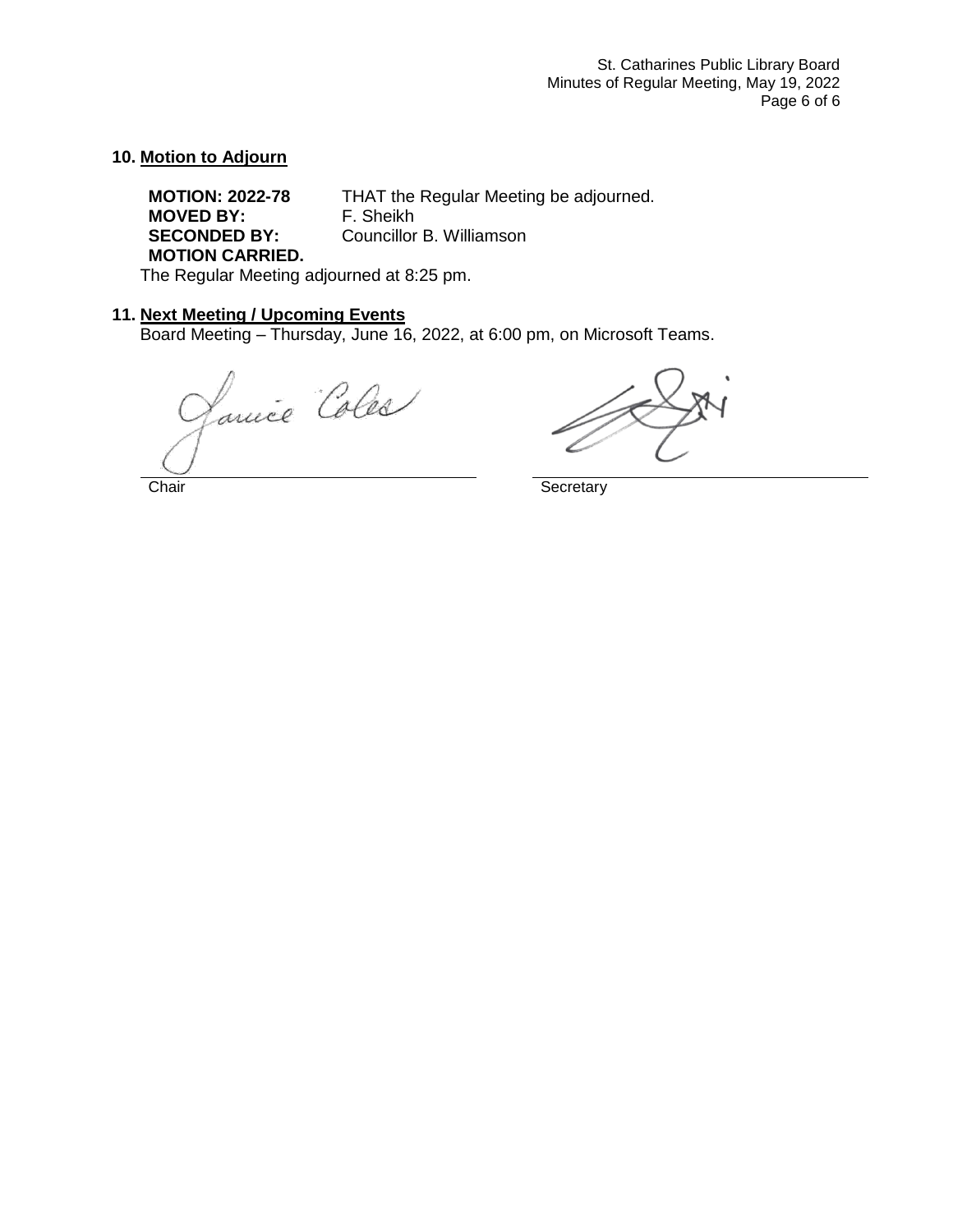## 10. Motion to Adjourn

**MOTION: 2022-78** THAT the Regular Meeting be adjourned.
**MOVED BY:** F. Sheikh
**SECONDED BY:** Councillor B. Williamson
**MOTION CARRIED.**

The Regular Meeting adjourned at 8:25 pm.

## 11. Next Meeting / Upcoming Events

Board Meeting – Thursday, June 16, 2022, at 6:00 pm, on Microsoft Teams.

Janice Coles

Chair

Secretary